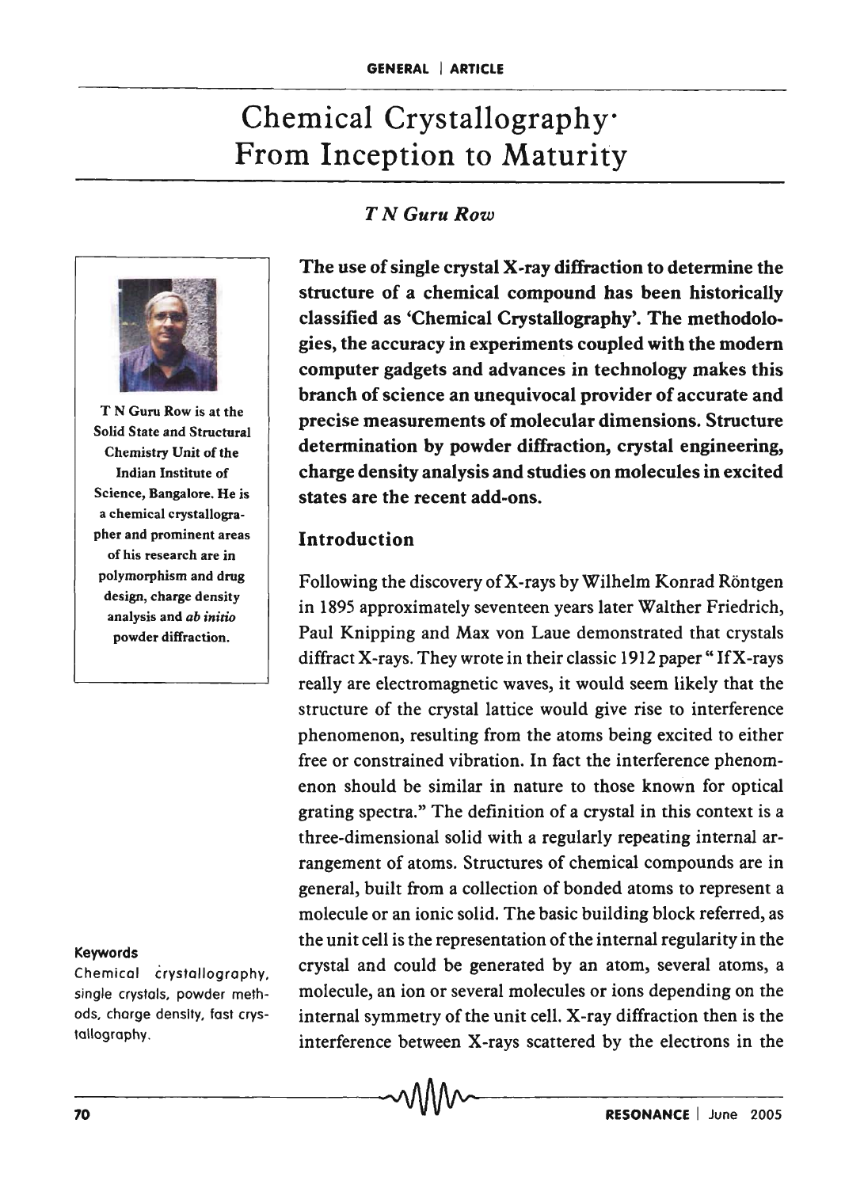# Chemical Crystallography: From Inception to Maturity

*T N Guru Row*

T N Guru Row is at the Solid State and Structural Chemistry Unit of the Indian Institute of Science, Bangalore. He is a chemical crystallographer and prominent areas of his research are in polymorphism and drug design, charge density analysis and *ab initio* powder diffraction.

**Keywords**

Chemical crystallography, single crystals, powder methods, charge density, fast crystallography.

**The use of single crystal X-ray diffraction to determine the structure of a chemical compound has been historically classified as 'Chemical Crystallography'. The methodologies, the accuracy in experiments coupled with the modern computer gadgets and advances in technology makes this branch of science an unequivocal provider of accurate and precise measurements of molecular dimensions. Structure determination by powder diffraction, crystal engineering, charge density analysis and studies on molecules in excited states are the recent add-ons.**

## Introduction

Following the discovery of X-rays by Wilhelm Konrad Röntgen in 1895 approximately seventeen years later Walther Friedrich, Paul Knipping and Max von Laue demonstrated that crystals diffract X-rays. They wrote in their classic 1912 paper " If X-rays really are electromagnetic waves, it would seem likely that the structure of the crystal lattice would give rise to interference phenomenon, resulting from the atoms being excited to either free or constrained vibration. In fact the interference phenomenon should be similar in nature to those known for optical grating spectra." The definition of a crystal in this context is a three-dimensional solid with a regularly repeating internal arrangement of atoms. Structures of chemical compounds are in general, built from a collection of bonded atoms to represent a molecule or an ionic solid. The basic building block referred, as the unit cell is the representation of the internal regularity in the crystal and could be generated by an atom, several atoms, a molecule, an ion or several molecules or ions depending on the internal symmetry of the unit cell. X-ray diffraction then is the interference between X-rays scattered by the electrons in the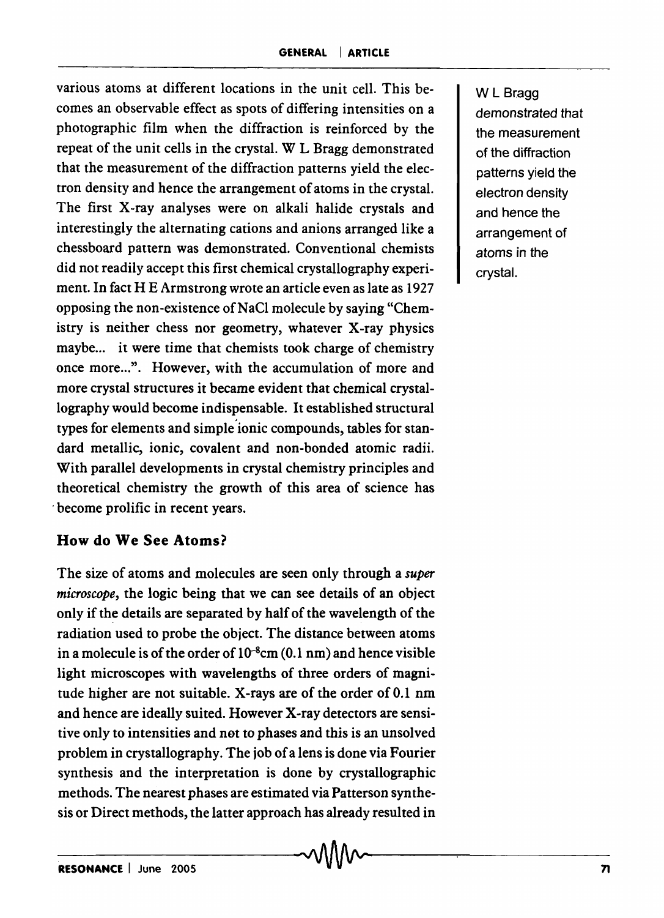various atoms at different locations in the unit cell. This becomes an observable effect as spots of differing intensities on a photographic film when the diffraction is reinforced by the repeat of the unit cells in the crystal. W L Bragg demonstrated that the measurement of the diffraction patterns yield the electron density and hence the arrangement of atoms in the crystal. The first X-ray analyses were on alkali halide crystals and interestingly the alternating cations and anions arranged like a chessboard pattern was demonstrated. Conventional chemists did not readily accept this first chemical crystallography experiment. In fact H E Armstrong wrote an article even as late as 1927 opposing the non-existence of NaCl molecule by saying "Chemistry is neither chess nor geometry, whatever X-ray physics maybe... it were time that chemists took charge of chemistry once more...". However, with the accumulation of more and more crystal structures it became evident that chemical crystallography would become indispensable. It established structural types for elements and simple ionic compounds, tables for standard metallic, ionic, covalent and non-bonded atomic radii. With parallel developments in crystal chemistry principles and theoretical chemistry the growth of this area of science has become prolific in recent years.

W L Bragg demonstrated that the measurement of the diffraction patterns yield the electron density and hence the arrangement of atoms in the crystal.

## How do We See Atoms?

The size of atoms and molecules are seen only through a *super microscope*, the logic being that we can see details of an object only if the details are separated by half of the wavelength of the radiation used to probe the object. The distance between atoms in a molecule is of the order of $10^{-8}$cm (0.1 nm) and hence visible light microscopes with wavelengths of three orders of magnitude higher are not suitable. X-rays are of the order of 0.1 nm and hence are ideally suited. However X-ray detectors are sensitive only to intensities and not to phases and this is an unsolved problem in crystallography. The job of a lens is done via Fourier synthesis and the interpretation is done by crystallographic methods. The nearest phases are estimated via Patterson synthesis or Direct methods, the latter approach has already resulted in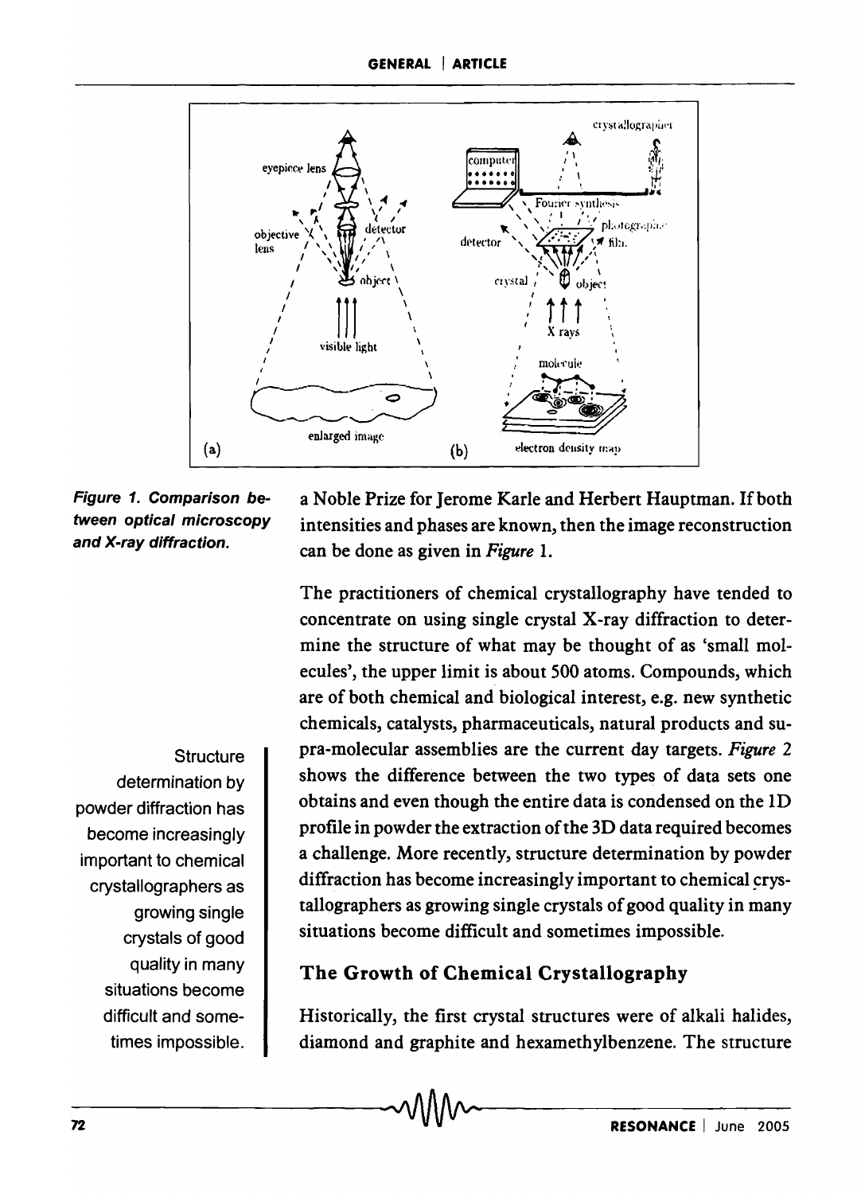Figure 1. Comparison between optical microscopy and X-ray diffraction.

a Noble Prize for Jerome Karle and Herbert Hauptman. If both intensities and phases are known, then the image reconstruction can be done as given in *Figure* 1.

The practitioners of chemical crystallography have tended to concentrate on using single crystal X-ray diffraction to determine the structure of what may be thought of as 'small molecules', the upper limit is about 500 atoms. Compounds, which are of both chemical and biological interest, e.g. new synthetic chemicals, catalysts, pharmaceuticals, natural products and supra-molecular assemblies are the current day targets. *Figure* 2 shows the difference between the two types of data sets one obtains and even though the entire data is condensed on the 1D profile in powder the extraction of the 3D data required becomes a challenge. More recently, structure determination by powder diffraction has become increasingly important to chemical crystallographers as growing single crystals of good quality in many situations become difficult and sometimes impossible.

> Structure determination by powder diffraction has become increasingly important to chemical crystallographers as growing single crystals of good quality in many situations become difficult and sometimes impossible.

## The Growth of Chemical Crystallography

Historically, the first crystal structures were of alkali halides, diamond and graphite and hexamethylbenzene. The structure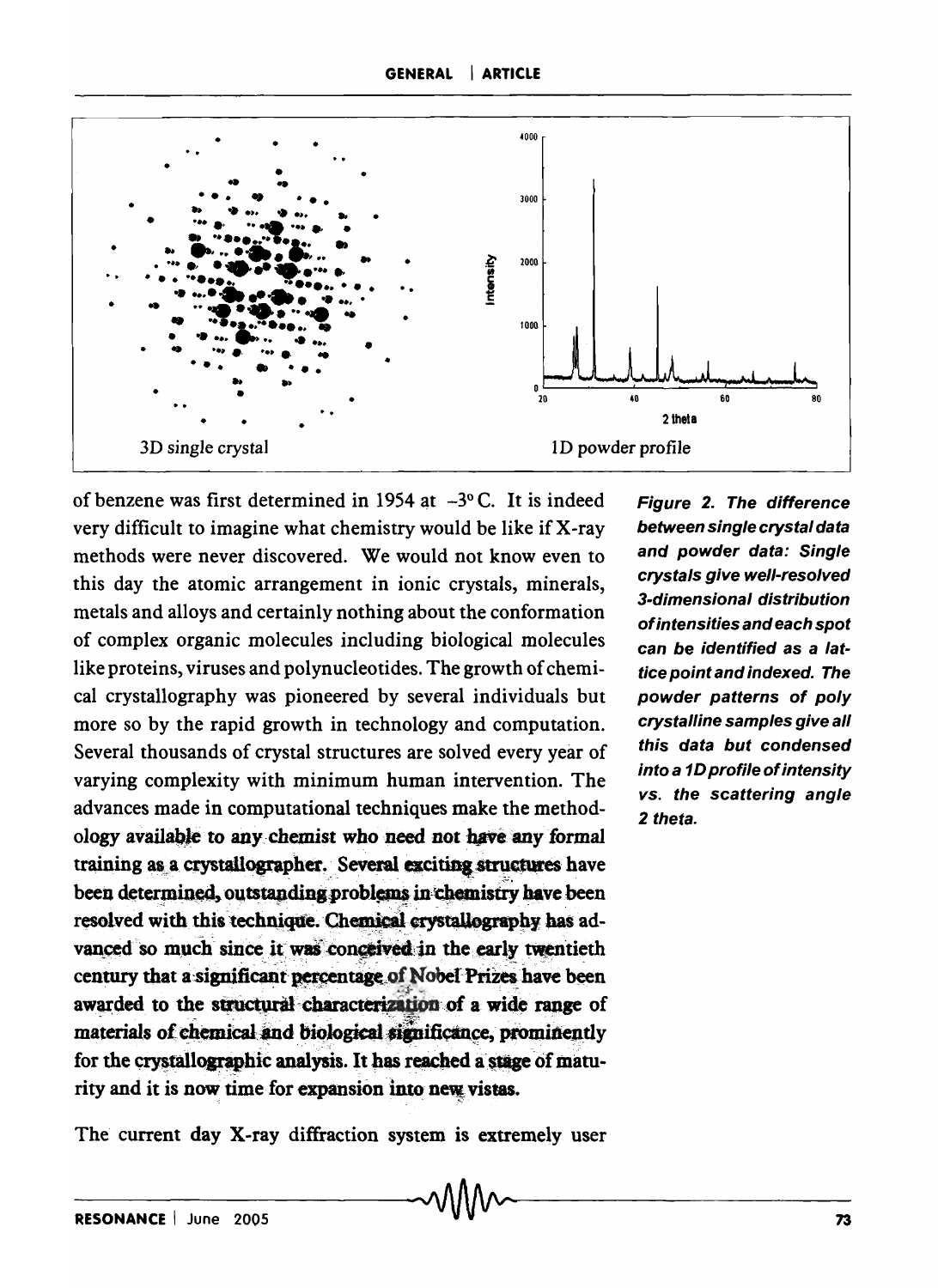3D single crystal

1D powder profile

of benzene was first determined in 1954 at –3° C. It is indeed very difficult to imagine what chemistry would be like if X-ray methods were never discovered. We would not know even to this day the atomic arrangement in ionic crystals, minerals, metals and alloys and certainly nothing about the conformation of complex organic molecules including biological molecules like proteins, viruses and polynucleotides. The growth of chemical crystallography was pioneered by several individuals but more so by the rapid growth in technology and computation. Several thousands of crystal structures are solved every year of varying complexity with minimum human intervention. The advances made in computational techniques make the methodology available to any chemist who need not have any formal training as a crystallographer. Several exciting structures have been determined, outstanding problems in chemistry have been resolved with this technique. Chemical crystallography has advanced so much since it was conceived in the early twentieth century that a significant percentage of Nobel Prizes have been awarded to the structural characterization of a wide range of materials of chemical and biological significance, prominently for the crystallographic analysis. It has reached a stage of maturity and it is now time for expansion into new vistas.

*Figure 2. The difference between single crystal data and powder data: Single crystals give well-resolved 3-dimensional distribution of intensities and each spot can be identified as a lattice point and indexed. The powder patterns of poly crystalline samples give all this data but condensed into a 1D profile of intensity vs. the scattering angle 2 theta.*

The current day X-ray diffraction system is extremely user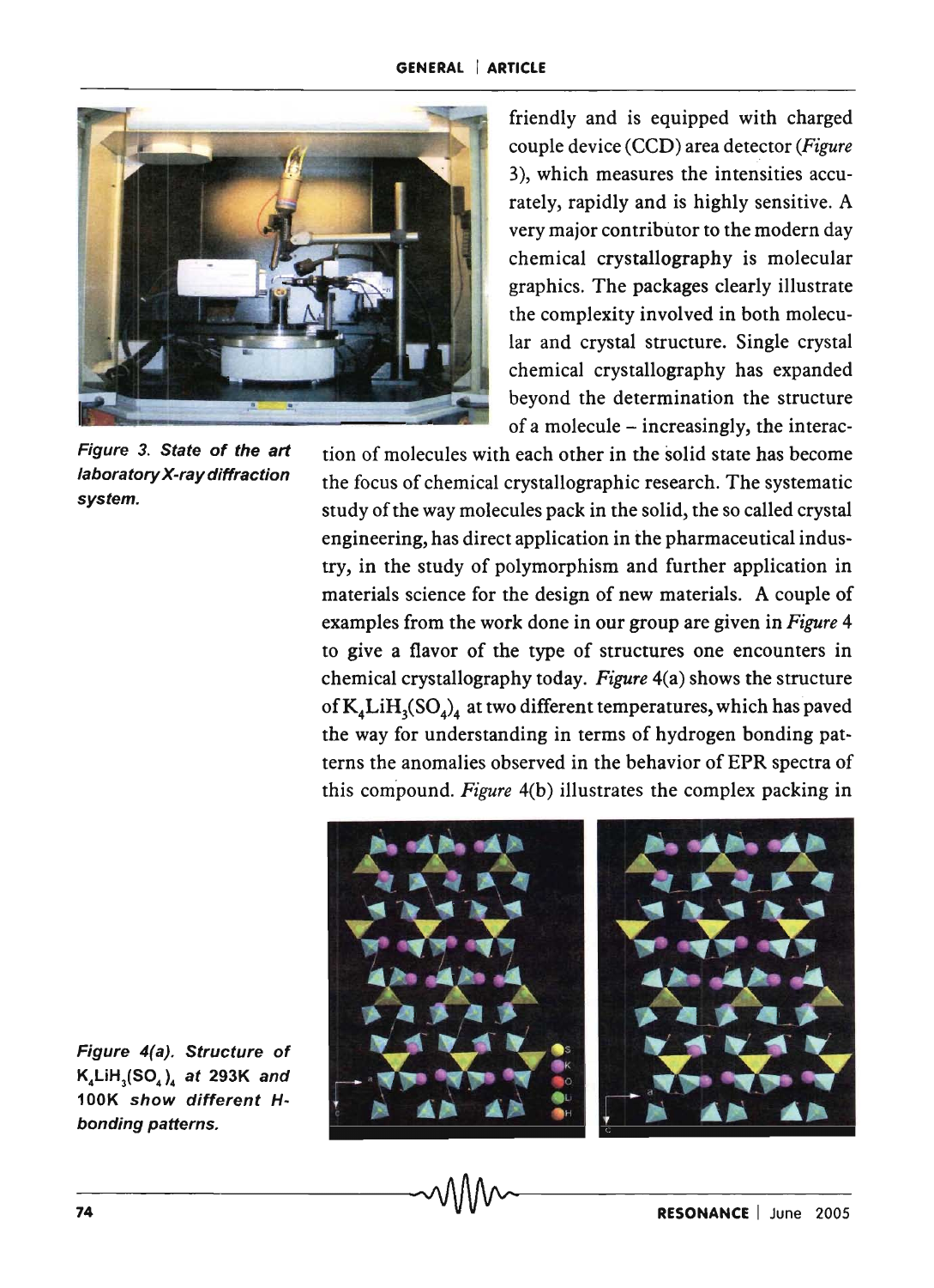friendly and is equipped with charged couple device (CCD) area detector (*Figure* 3), which measures the intensities accurately, rapidly and is highly sensitive. A very major contributor to the modern day chemical crystallography is molecular graphics. The packages clearly illustrate the complexity involved in both molecular and crystal structure. Single crystal chemical crystallography has expanded beyond the determination the structure of a molecule – increasingly, the interaction of molecules with each other in the solid state has become the focus of chemical crystallographic research. The systematic study of the way molecules pack in the solid, the so called crystal engineering, has direct application in the pharmaceutical industry, in the study of polymorphism and further application in materials science for the design of new materials. A couple of examples from the work done in our group are given in *Figure* 4 to give a flavor of the type of structures one encounters in chemical crystallography today. *Figure* 4(a) shows the structure of $K_4LiH_3(SO_4)_4$ at two different temperatures, which has paved the way for understanding in terms of hydrogen bonding patterns the anomalies observed in the behavior of EPR spectra of this compound. *Figure* 4(b) illustrates the complex packing in

***Figure 3. State of the art laboratory X-ray diffraction system.***

***Figure 4(a). Structure of $K_4LiH_3(SO_4)_4$ at 293K and 100K show different H-bonding patterns.***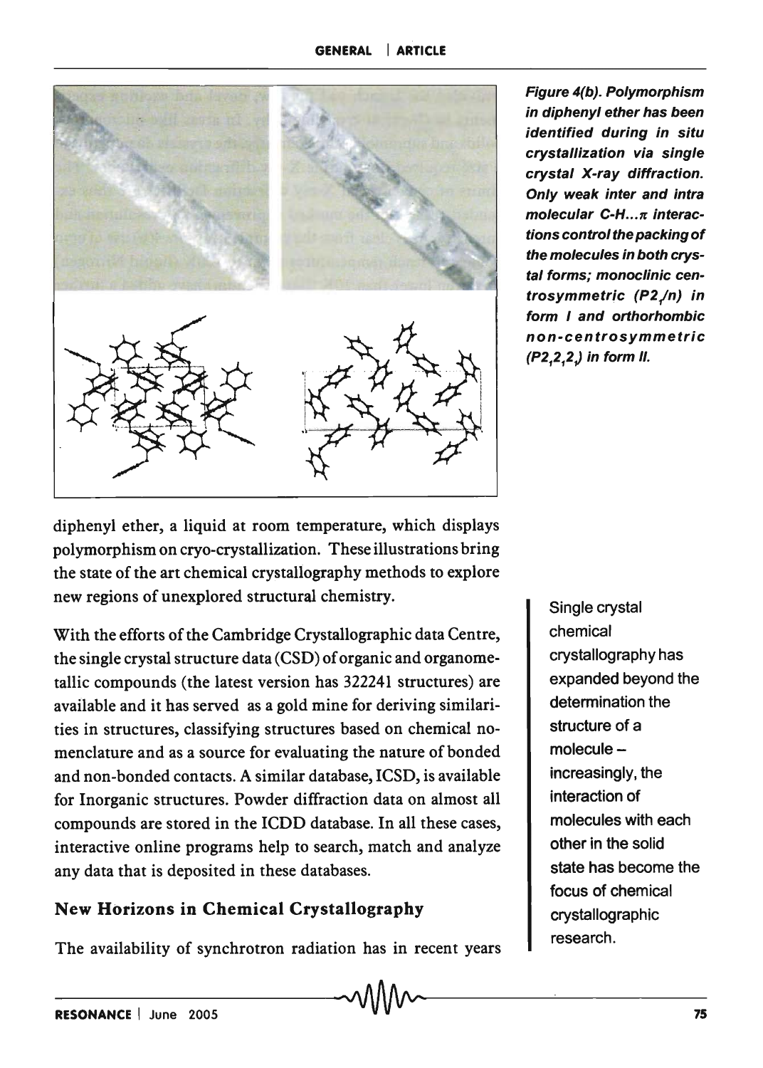*Figure 4(b). Polymorphism in diphenyl ether has been identified during in situ crystallization via single crystal X-ray diffraction. Only weak inter and intra molecular C-H...π interactions control the packing of the molecules in both crystal forms; monoclinic centrosymmetric ($P2_1/n$) in form I and orthorhombic non-centrosymmetric ($P2_12_12_1$) in form II.*

diphenyl ether, a liquid at room temperature, which displays polymorphism on cryo-crystallization. These illustrations bring the state of the art chemical crystallography methods to explore new regions of unexplored structural chemistry.

With the efforts of the Cambridge Crystallographic data Centre, the single crystal structure data (CSD) of organic and organometallic compounds (the latest version has 322241 structures) are available and it has served as a gold mine for deriving similarities in structures, classifying structures based on chemical nomenclature and as a source for evaluating the nature of bonded and non-bonded contacts. A similar database, ICSD, is available for Inorganic structures. Powder diffraction data on almost all compounds are stored in the ICDD database. In all these cases, interactive online programs help to search, match and analyze any data that is deposited in these databases.

Single crystal chemical crystallography has expanded beyond the determination the structure of a molecule – increasingly, the interaction of molecules with each other in the solid state has become the focus of chemical crystallographic research.

## New Horizons in Chemical Crystallography

The availability of synchrotron radiation has in recent years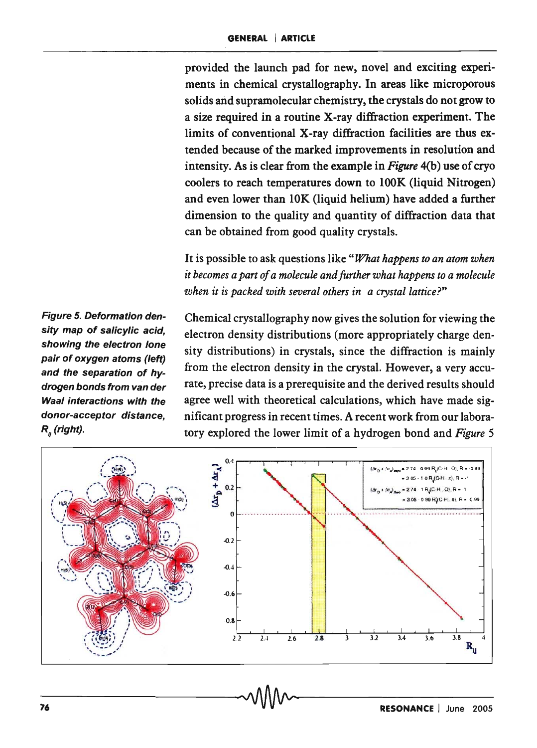provided the launch pad for new, novel and exciting experiments in chemical crystallography. In areas like microporous solids and supramolecular chemistry, the crystals do not grow to a size required in a routine X-ray diffraction experiment. The limits of conventional X-ray diffraction facilities are thus extended because of the marked improvements in resolution and intensity. As is clear from the example in *Figure* 4(b) use of cryo coolers to reach temperatures down to 100K (liquid Nitrogen) and even lower than 10K (liquid helium) have added a further dimension to the quality and quantity of diffraction data that can be obtained from good quality crystals.

It is possible to ask questions like "*What happens to an atom when it becomes a part of a molecule and further what happens to a molecule when it is packed with several others in a crystal lattice?*"

Chemical crystallography now gives the solution for viewing the electron density distributions (more appropriately charge density distributions) in crystals, since the diffraction is mainly from the electron density in the crystal. However, a very accurate, precise data is a prerequisite and the derived results should agree well with theoretical calculations, which have made significant progress in recent times. A recent work from our laboratory explored the lower limit of a hydrogen bond and *Figure* 5

***Figure 5. Deformation density map of salicylic acid, showing the electron lone pair of oxygen atoms (left) and the separation of hydrogen bonds from van der Waal interactions with the donor-acceptor distance, $R_{ij}$ (right).***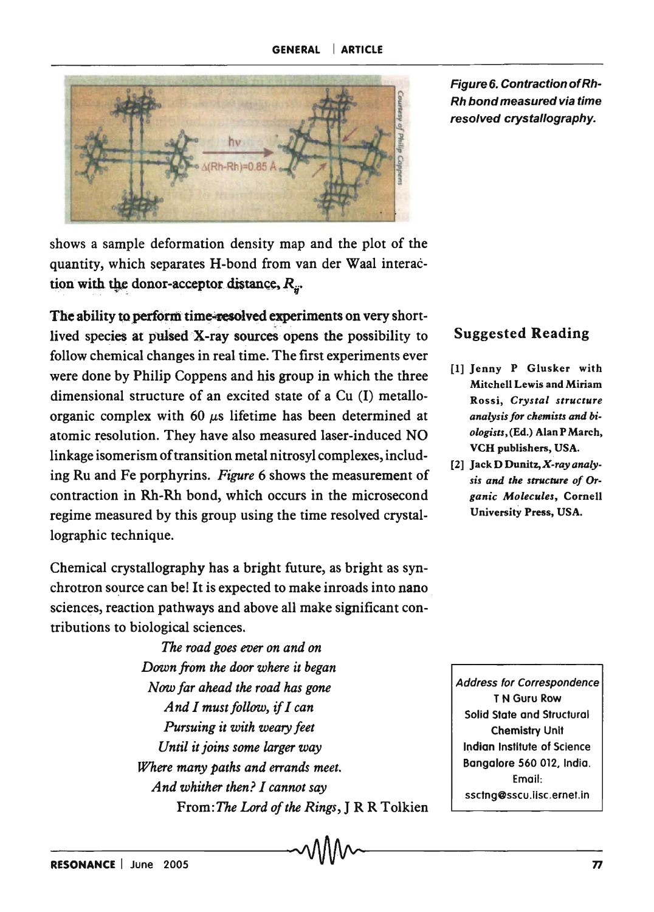Figure 6. Contraction of Rh-Rh bond measured via time resolved crystallography.

shows a sample deformation density map and the plot of the quantity, which separates H-bond from van der Waal interaction with the donor-acceptor distance, $R_{ij}$.

The ability to perform time-resolved experiments on very short-lived species at pulsed X-ray sources opens the possibility to follow chemical changes in real time. The first experiments ever were done by Philip Coppens and his group in which the three dimensional structure of an excited state of a Cu (I) metallo-organic complex with 60 $\mu$s lifetime has been determined at atomic resolution. They have also measured laser-induced NO linkage isomerism of transition metal nitrosyl complexes, including Ru and Fe porphyrins. *Figure* 6 shows the measurement of contraction in Rh-Rh bond, which occurs in the microsecond regime measured by this group using the time resolved crystallographic technique.

Chemical crystallography has a bright future, as bright as synchrotron source can be! It is expected to make inroads into nano sciences, reaction pathways and above all make significant contributions to biological sciences.

*The road goes ever on and on*
*Down from the door where it began*
*Now far ahead the road has gone*
*And I must follow, if I can*
*Pursuing it with weary feet*
*Until it joins some larger way*
*Where many paths and errands meet.*
*And whither then? I cannot say*
From: *The Lord of the Rings*, J R R Tolkien

## Suggested Reading

[1] Jenny P Glusker with Mitchell Lewis and Miriam Rossi, *Crystal structure analysis for chemists and biologists*, (Ed.) Alan P March, VCH publishers, USA.

[2] Jack D Dunitz, *X-ray analysis and the structure of Organic Molecules*, Cornell University Press, USA.

*Address for Correspondence*
T N Guru Row
Solid State and Structural Chemistry Unit
Indian Institute of Science
Bangalore 560 012, India.
Email: ssctng@sscu.iisc.ernet.in